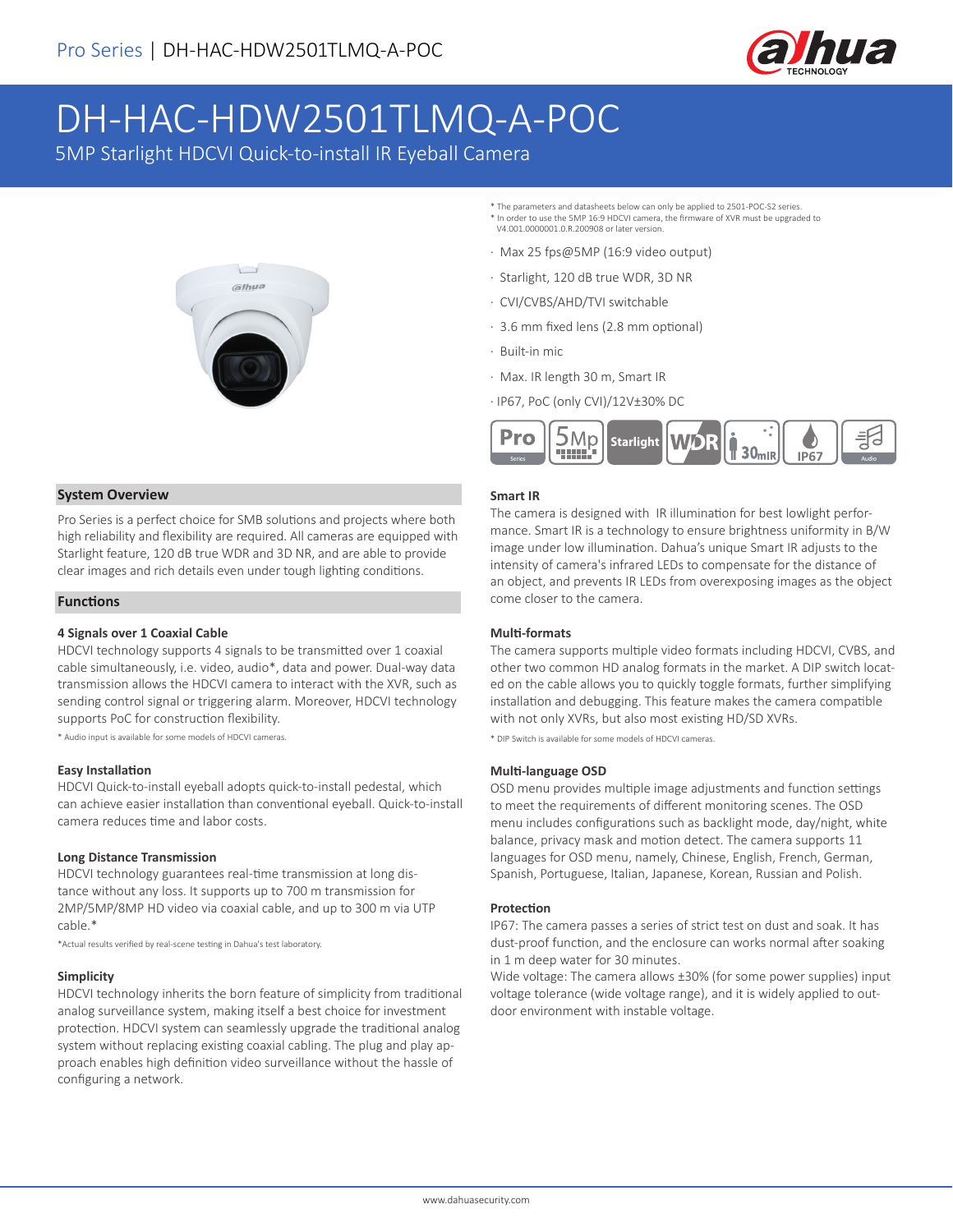Pro Series | DH-HAC-HDW2501TLMQ-A-POC

# DH-HAC-HDW2501TLMQ-A-POC

5MP Starlight HDCVI Quick-to-install IR Eyeball Camera

* The parameters and datasheets below can only be applied to 2501-POC-S2 series.
* In order to use the 5MP 16:9 HDCVI camera, the firmware of XVR must be upgraded to V4.001.0000001.0.R.200908 or later version.

- Max 25 fps@5MP (16:9 video output)
- Starlight, 120 dB true WDR, 3D NR
- CVI/CVBS/AHD/TVI switchable
- 3.6 mm fixed lens (2.8 mm optional)
- Built-in mic
- Max. IR length 30 m, Smart IR
- IP67, PoC (only CVI)/12V±30% DC

## System Overview

Pro Series is a perfect choice for SMB solutions and projects where both high reliability and flexibility are required. All cameras are equipped with Starlight feature, 120 dB true WDR and 3D NR, and are able to provide clear images and rich details even under tough lighting conditions.

## Functions

### 4 Signals over 1 Coaxial Cable

HDCVI technology supports 4 signals to be transmitted over 1 coaxial cable simultaneously, i.e. video, audio*, data and power. Dual-way data transmission allows the HDCVI camera to interact with the XVR, such as sending control signal or triggering alarm. Moreover, HDCVI technology supports PoC for construction flexibility.

* Audio input is available for some models of HDCVI cameras.

### Easy Installation

HDCVI Quick-to-install eyeball adopts quick-to-install pedestal, which can achieve easier installation than conventional eyeball. Quick-to-install camera reduces time and labor costs.

### Long Distance Transmission

HDCVI technology guarantees real-time transmission at long distance without any loss. It supports up to 700 m transmission for 2MP/5MP/8MP HD video via coaxial cable, and up to 300 m via UTP cable.*

*Actual results verified by real-scene testing in Dahua's test laboratory.

### Simplicity

HDCVI technology inherits the born feature of simplicity from traditional analog surveillance system, making itself a best choice for investment protection. HDCVI system can seamlessly upgrade the traditional analog system without replacing existing coaxial cabling. The plug and play approach enables high definition video surveillance without the hassle of configuring a network.

### Smart IR

The camera is designed with IR illumination for best lowlight performance. Smart IR is a technology to ensure brightness uniformity in B/W image under low illumination. Dahua's unique Smart IR adjusts to the intensity of camera's infrared LEDs to compensate for the distance of an object, and prevents IR LEDs from overexposing images as the object come closer to the camera.

### Multi-formats

The camera supports multiple video formats including HDCVI, CVBS, and other two common HD analog formats in the market. A DIP switch located on the cable allows you to quickly toggle formats, further simplifying installation and debugging. This feature makes the camera compatible with not only XVRs, but also most existing HD/SD XVRs.

* DIP Switch is available for some models of HDCVI cameras.

### Multi-language OSD

OSD menu provides multiple image adjustments and function settings to meet the requirements of different monitoring scenes. The OSD menu includes configurations such as backlight mode, day/night, white balance, privacy mask and motion detect. The camera supports 11 languages for OSD menu, namely, Chinese, English, French, German, Spanish, Portuguese, Italian, Japanese, Korean, Russian and Polish.

### Protection

IP67: The camera passes a series of strict test on dust and soak. It has dust-proof function, and the enclosure can works normal after soaking in 1 m deep water for 30 minutes.

Wide voltage: The camera allows ±30% (for some power supplies) input voltage tolerance (wide voltage range), and it is widely applied to outdoor environment with instable voltage.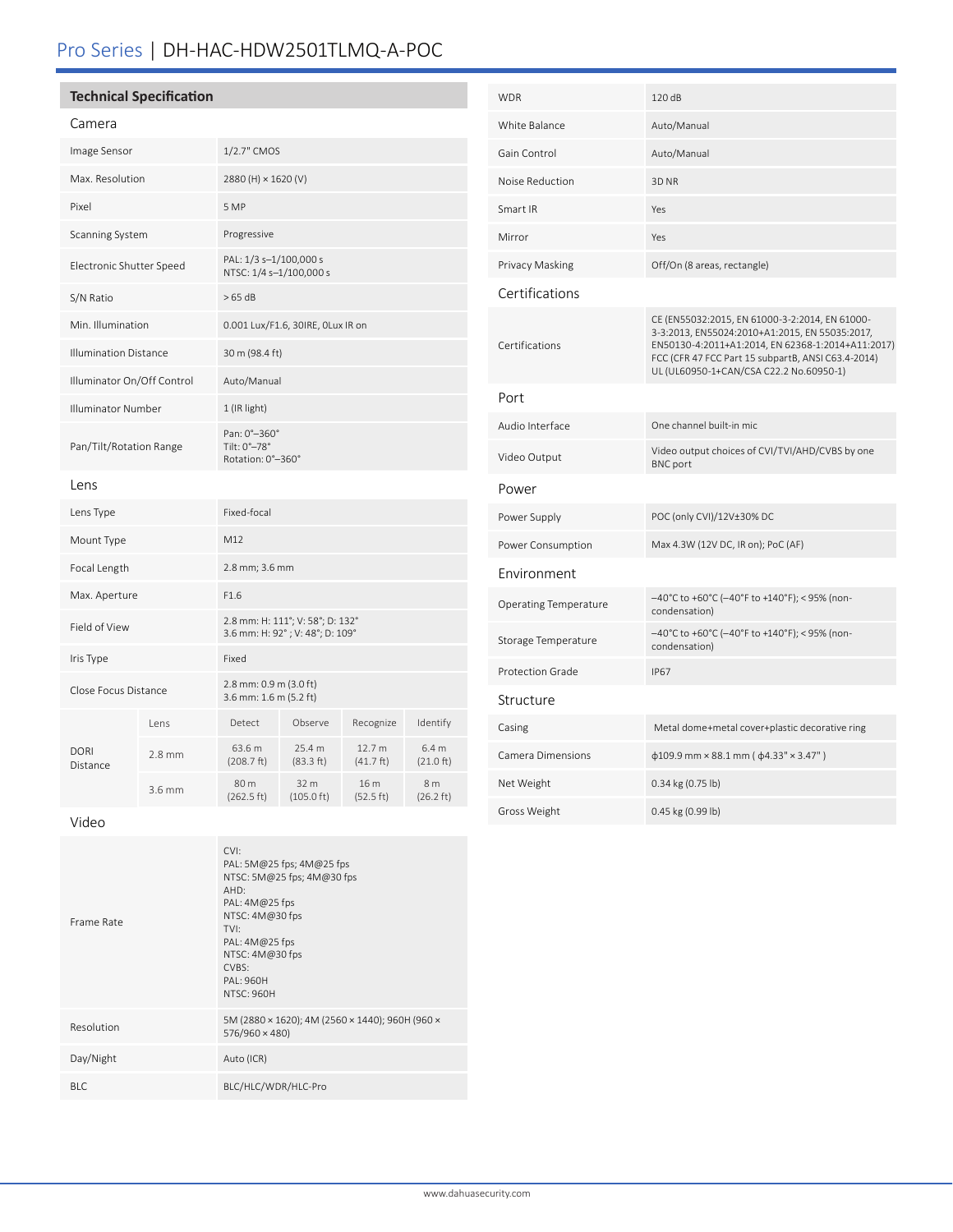# Pro Series | DH-HAC-HDW2501TLMQ-A-POC

## Technical Specification

### Camera

| | |
|---|---|
| Image Sensor | 1/2.7" CMOS |
| Max. Resolution | 2880 (H) × 1620 (V) |
| Pixel | 5 MP |
| Scanning System | Progressive |
| Electronic Shutter Speed | PAL: 1/3 s–1/100,000 s<br>NTSC: 1/4 s–1/100,000 s |
| S/N Ratio | > 65 dB |
| Min. Illumination | 0.001 Lux/F1.6, 30IRE, 0Lux IR on |
| Illumination Distance | 30 m (98.4 ft) |
| Illuminator On/Off Control | Auto/Manual |
| Illuminator Number | 1 (IR light) |
| Pan/Tilt/Rotation Range | Pan: 0°–360°<br>Tilt: 0°–78°<br>Rotation: 0°–360° |

### Lens

| | |
|---|---|
| Lens Type | Fixed-focal |
| Mount Type | M12 |
| Focal Length | 2.8 mm; 3.6 mm |
| Max. Aperture | F1.6 |
| Field of View | 2.8 mm: H: 111°; V: 58°; D: 132°<br>3.6 mm: H: 92° ; V: 48°; D: 109° |
| Iris Type | Fixed |
| Close Focus Distance | 2.8 mm: 0.9 m (3.0 ft)<br>3.6 mm: 1.6 m (5.2 ft) |

| DORI Distance | Lens | Detect | Observe | Recognize | Identify |
|---|---|---|---|---|---|
| | 2.8 mm | 63.6 m (208.7 ft) | 25.4 m (83.3 ft) | 12.7 m (41.7 ft) | 6.4 m (21.0 ft) |
| | 3.6 mm | 80 m (262.5 ft) | 32 m (105.0 ft) | 16 m (52.5 ft) | 8 m (26.2 ft) |

### Video

| | |
|---|---|
| Frame Rate | CVI:<br>PAL: 5M@25 fps; 4M@25 fps<br>NTSC: 5M@25 fps; 4M@30 fps<br>AHD:<br>PAL: 4M@25 fps<br>NTSC: 4M@30 fps<br>TVI:<br>PAL: 4M@25 fps<br>NTSC: 4M@30 fps<br>CVBS:<br>PAL: 960H<br>NTSC: 960H |
| Resolution | 5M (2880 × 1620); 4M (2560 × 1440); 960H (960 × 576/960 × 480) |
| Day/Night | Auto (ICR) |
| BLC | BLC/HLC/WDR/HLC-Pro |
| WDR | 120 dB |
| White Balance | Auto/Manual |
| Gain Control | Auto/Manual |
| Noise Reduction | 3D NR |
| Smart IR | Yes |
| Mirror | Yes |
| Privacy Masking | Off/On (8 areas, rectangle) |

### Certifications

| | |
|---|---|
| Certifications | CE (EN55032:2015, EN 61000-3-2:2014, EN 61000-3-3:2013, EN55024:2010+A1:2015, EN 55035:2017, EN50130-4:2011+A1:2014, EN 62368-1:2014+A11:2017)<br>FCC (CFR 47 FCC Part 15 subpartB, ANSI C63.4-2014)<br>UL (UL60950-1+CAN/CSA C22.2 No.60950-1) |

### Port

| | |
|---|---|
| Audio Interface | One channel built-in mic |
| Video Output | Video output choices of CVI/TVI/AHD/CVBS by one BNC port |

### Power

| | |
|---|---|
| Power Supply | POC (only CVI)/12V±30% DC |
| Power Consumption | Max 4.3W (12V DC, IR on); PoC (AF) |

### Environment

| | |
|---|---|
| Operating Temperature | –40°C to +60°C (–40°F to +140°F); < 95% (non-condensation) |
| Storage Temperature | –40°C to +60°C (–40°F to +140°F); < 95% (non-condensation) |
| Protection Grade | IP67 |

### Structure

| | |
|---|---|
| Casing | Metal dome+metal cover+plastic decorative ring |
| Camera Dimensions | ϕ109.9 mm × 88.1 mm ( ϕ4.33" × 3.47" ) |
| Net Weight | 0.34 kg (0.75 lb) |
| Gross Weight | 0.45 kg (0.99 lb) |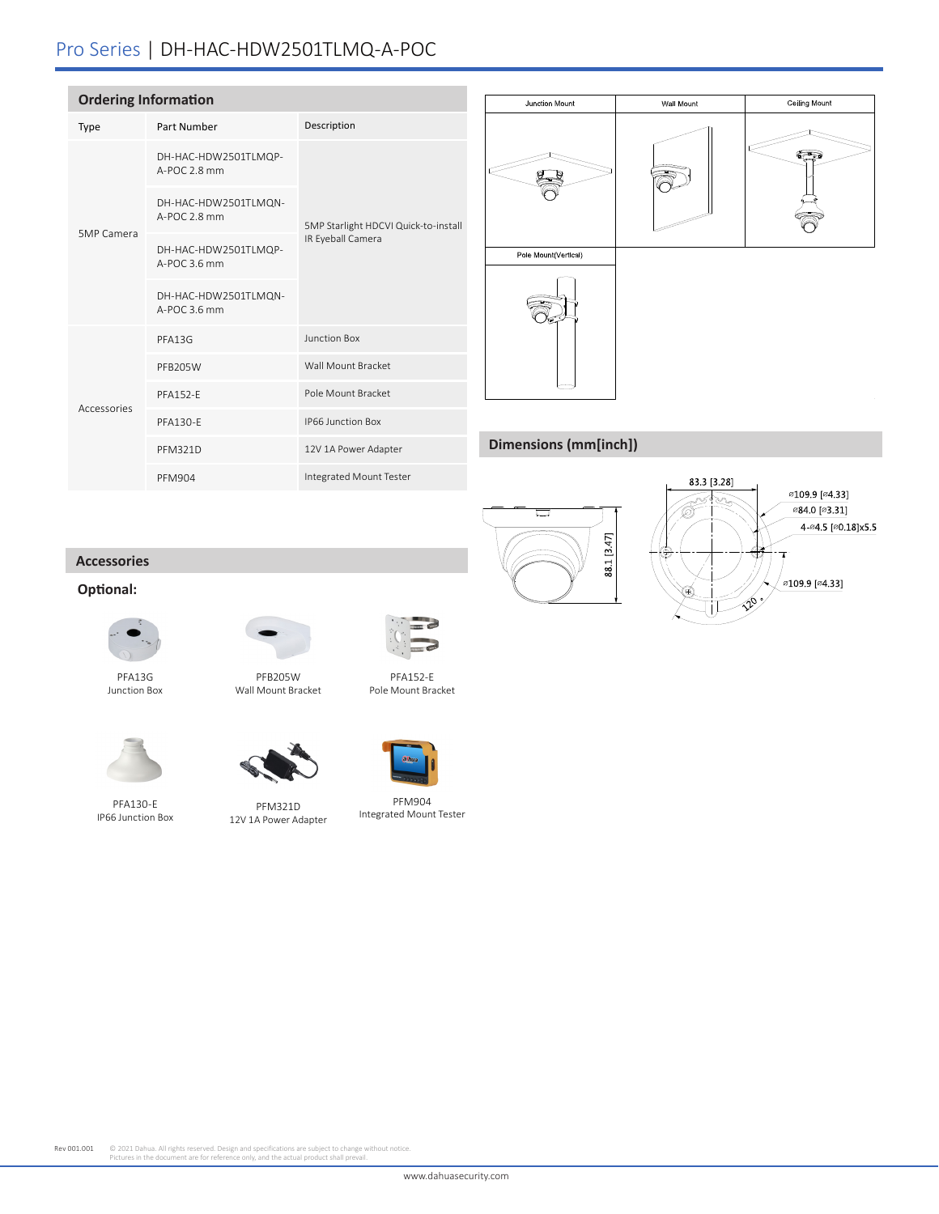Pro Series | DH-HAC-HDW2501TLMQ-A-POC

## Ordering Information

| Type | Part Number | Description |
|---|---|---|
| 5MP Camera | DH-HAC-HDW2501TLMQP-A-POC 2.8 mm | 5MP Starlight HDCVI Quick-to-install IR Eyeball Camera |
| | DH-HAC-HDW2501TLMQN-A-POC 2.8 mm | |
| | DH-HAC-HDW2501TLMQP-A-POC 3.6 mm | |
| | DH-HAC-HDW2501TLMQN-A-POC 3.6 mm | |
| Accessories | PFA13G | Junction Box |
| | PFB205W | Wall Mount Bracket |
| | PFA152-E | Pole Mount Bracket |
| | PFA130-E | IP66 Junction Box |
| | PFM321D | 12V 1A Power Adapter |
| | PFM904 | Integrated Mount Tester |

Junction Mount

Wall Mount

Ceiling Mount

Pole Mount(Vertical)

## Dimensions (mm[inch])

83.3 [3.28]

88.1 [3.47]

ø109.9 [ø4.33]

ø84.0 [ø3.31]

4-ø4.5 [ø0.18]x5.5

ø109.9 [ø4.33]

120°

## Accessories

### Optional:

PFA13G
Junction Box

PFB205W
Wall Mount Bracket

PFA152-E
Pole Mount Bracket

PFA130-E
IP66 Junction Box

PFM321D
12V 1A Power Adapter

PFM904
Integrated Mount Tester

Rev 001.001 © 2021 Dahua. All rights reserved. Design and specifications are subject to change without notice.
Pictures in the document are for reference only, and the actual product shall prevail.

www.dahuasecurity.com